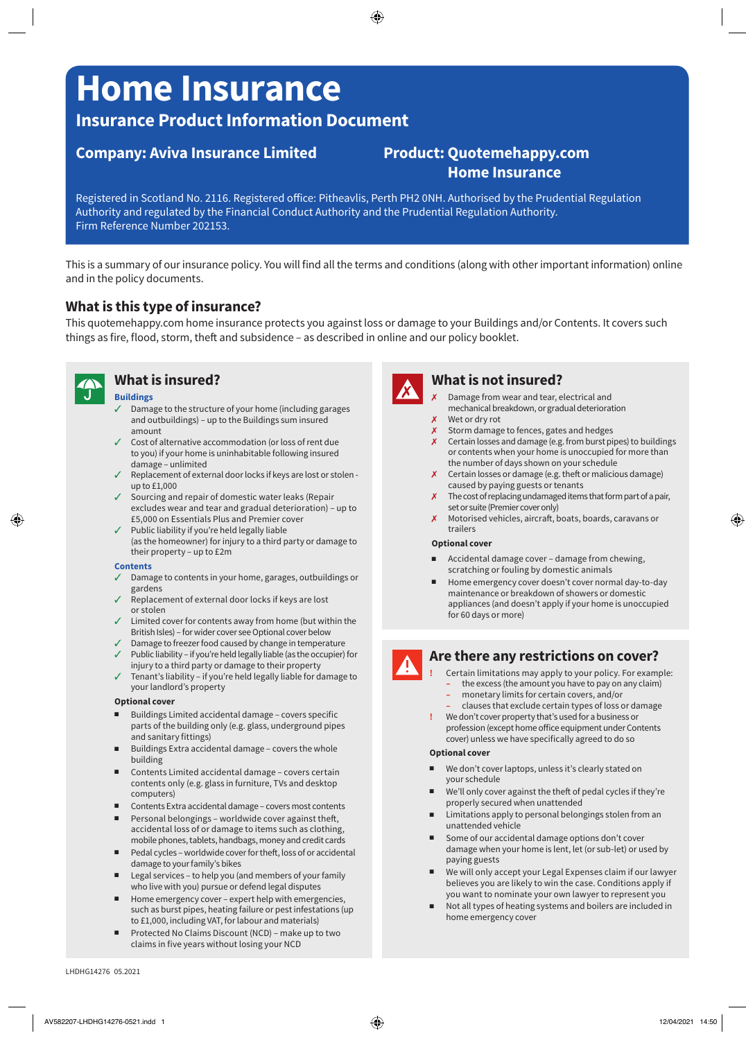# Home Insurance

## Insurance Product Information Document

**Company: Aviva Insurance Limited**

**Product: Quotemehappy.com Home Insurance**

Registered in Scotland No. 2116. Registered office: Pitheavlis, Perth PH2 0NH. Authorised by the Prudential Regulation Authority and regulated by the Financial Conduct Authority and the Prudential Regulation Authority. Firm Reference Number 202153.

This is a summary of our insurance policy. You will find all the terms and conditions (along with other important information) online and in the policy documents.

## What is this type of insurance?

This quotemehappy.com home insurance protects you against loss or damage to your Buildings and/or Contents. It covers such things as fire, flood, storm, theft and subsidence – as described in online and our policy booklet.

## What is insured?

**Buildings**

- ✓ Damage to the structure of your home (including garages and outbuildings) – up to the Buildings sum insured amount
- ✓ Cost of alternative accommodation (or loss of rent due to you) if your home is uninhabitable following insured damage – unlimited
- ✓ Replacement of external door locks if keys are lost or stolen - up to £1,000
- ✓ Sourcing and repair of domestic water leaks (Repair excludes wear and tear and gradual deterioration) – up to £5,000 on Essentials Plus and Premier cover
- ✓ Public liability if you're held legally liable (as the homeowner) for injury to a third party or damage to their property – up to £2m

**Contents**

- ✓ Damage to contents in your home, garages, outbuildings or gardens
- ✓ Replacement of external door locks if keys are lost or stolen
- ✓ Limited cover for contents away from home (but within the British Isles) – for wider cover see Optional cover below
- ✓ Damage to freezer food caused by change in temperature
- ✓ Public liability – if you're held legally liable (as the occupier) for injury to a third party or damage to their property
- ✓ Tenant's liability – if you're held legally liable for damage to your landlord's property

**Optional cover**

- Buildings Limited accidental damage – covers specific parts of the building only (e.g. glass, underground pipes and sanitary fittings)
- Buildings Extra accidental damage – covers the whole building
- Contents Limited accidental damage – covers certain contents only (e.g. glass in furniture, TVs and desktop computers)
- Contents Extra accidental damage – covers most contents
- Personal belongings – worldwide cover against theft, accidental loss of or damage to items such as clothing, mobile phones, tablets, handbags, money and credit cards
- Pedal cycles – worldwide cover for theft, loss of or accidental damage to your family's bikes
- Legal services – to help you (and members of your family who live with you) pursue or defend legal disputes
- Home emergency cover – expert help with emergencies, such as burst pipes, heating failure or pest infestations (up to £1,000, including VAT, for labour and materials)
- Protected No Claims Discount (NCD) – make up to two claims in five years without losing your NCD

## What is not insured?

- ✗ Damage from wear and tear, electrical and mechanical breakdown, or gradual deterioration
- ✗ Wet or dry rot
- ✗ Storm damage to fences, gates and hedges
- ✗ Certain losses and damage (e.g. from burst pipes) to buildings or contents when your home is unoccupied for more than the number of days shown on your schedule
- ✗ Certain losses or damage (e.g. theft or malicious damage) caused by paying guests or tenants
- ✗ The cost of replacing undamaged items that form part of a pair, set or suite (Premier cover only)
- ✗ Motorised vehicles, aircraft, boats, boards, caravans or trailers

**Optional cover**

- Accidental damage cover – damage from chewing, scratching or fouling by domestic animals
- Home emergency cover doesn't cover normal day-to-day maintenance or breakdown of showers or domestic appliances (and doesn't apply if your home is unoccupied for 60 days or more)

## Are there any restrictions on cover?

- ! Certain limitations may apply to your policy. For example:
  - the excess (the amount you have to pay on any claim)
  - monetary limits for certain covers, and/or
  - clauses that exclude certain types of loss or damage
- ! We don't cover property that's used for a business or profession (except home office equipment under Contents cover) unless we have specifically agreed to do so

**Optional cover**

- We don't cover laptops, unless it's clearly stated on your schedule
- We'll only cover against the theft of pedal cycles if they're properly secured when unattended
- Limitations apply to personal belongings stolen from an unattended vehicle
- Some of our accidental damage options don't cover damage when your home is lent, let (or sub-let) or used by paying guests
- We will only accept your Legal Expenses claim if our lawyer believes you are likely to win the case. Conditions apply if you want to nominate your own lawyer to represent you
- Not all types of heating systems and boilers are included in home emergency cover

LHDHG14276 05.2021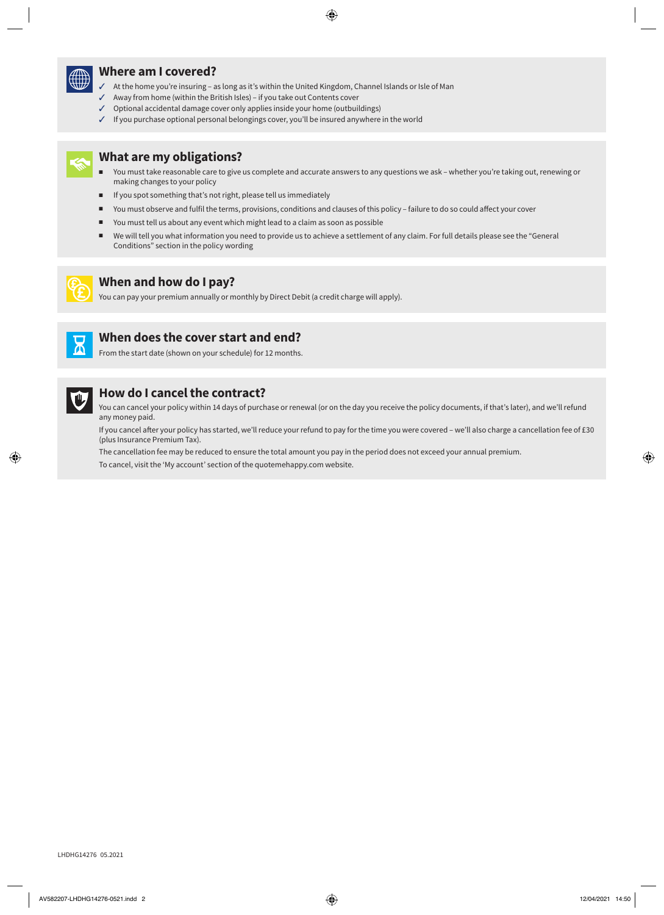## Where am I covered?

- ✓ At the home you're insuring – as long as it's within the United Kingdom, Channel Islands or Isle of Man
- ✓ Away from home (within the British Isles) – if you take out Contents cover
- ✓ Optional accidental damage cover only applies inside your home (outbuildings)
- ✓ If you purchase optional personal belongings cover, you'll be insured anywhere in the world

## What are my obligations?

- You must take reasonable care to give us complete and accurate answers to any questions we ask – whether you're taking out, renewing or making changes to your policy
- If you spot something that's not right, please tell us immediately
- You must observe and fulfil the terms, provisions, conditions and clauses of this policy – failure to do so could affect your cover
- You must tell us about any event which might lead to a claim as soon as possible
- We will tell you what information you need to provide us to achieve a settlement of any claim. For full details please see the "General Conditions" section in the policy wording

## When and how do I pay?

You can pay your premium annually or monthly by Direct Debit (a credit charge will apply).

## When does the cover start and end?

From the start date (shown on your schedule) for 12 months.

## How do I cancel the contract?

You can cancel your policy within 14 days of purchase or renewal (or on the day you receive the policy documents, if that's later), and we'll refund any money paid.

If you cancel after your policy has started, we'll reduce your refund to pay for the time you were covered – we'll also charge a cancellation fee of £30 (plus Insurance Premium Tax).

The cancellation fee may be reduced to ensure the total amount you pay in the period does not exceed your annual premium.

To cancel, visit the 'My account' section of the quotemehappy.com website.

LHDHG14276 05.2021